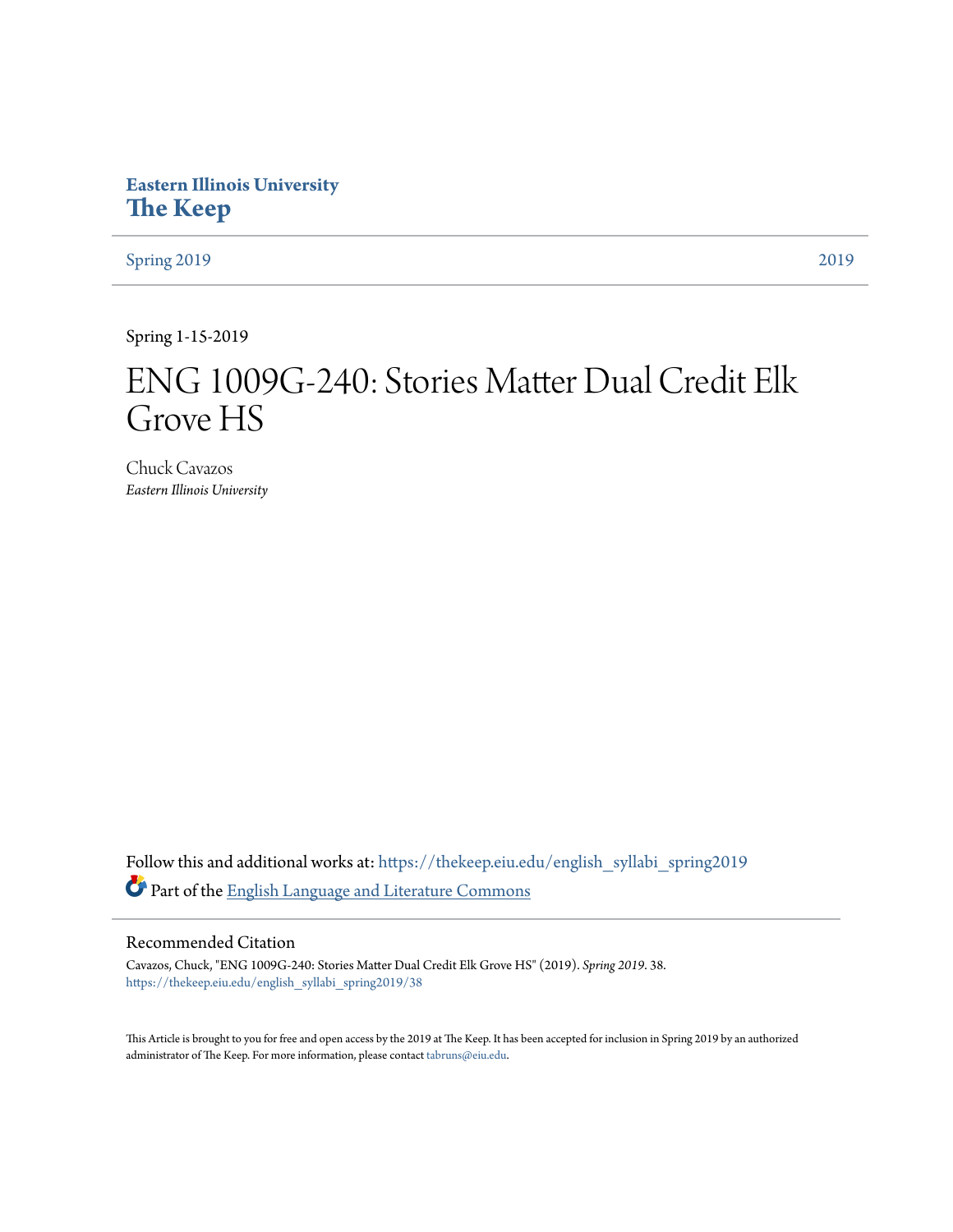Eastern Illinois University

**The Keep**

Spring 2019 | 2019

Spring 1-15-2019

# ENG 1009G-240: Stories Matter Dual Credit Elk Grove HS

Chuck Cavazos
*Eastern Illinois University*

Follow this and additional works at: https://thekeep.eiu.edu/english_syllabi_spring2019

Part of the English Language and Literature Commons

## Recommended Citation

Cavazos, Chuck, "ENG 1009G-240: Stories Matter Dual Credit Elk Grove HS" (2019). *Spring 2019*. 38.
https://thekeep.eiu.edu/english_syllabi_spring2019/38

This Article is brought to you for free and open access by the 2019 at The Keep. It has been accepted for inclusion in Spring 2019 by an authorized administrator of The Keep. For more information, please contact tabruns@eiu.edu.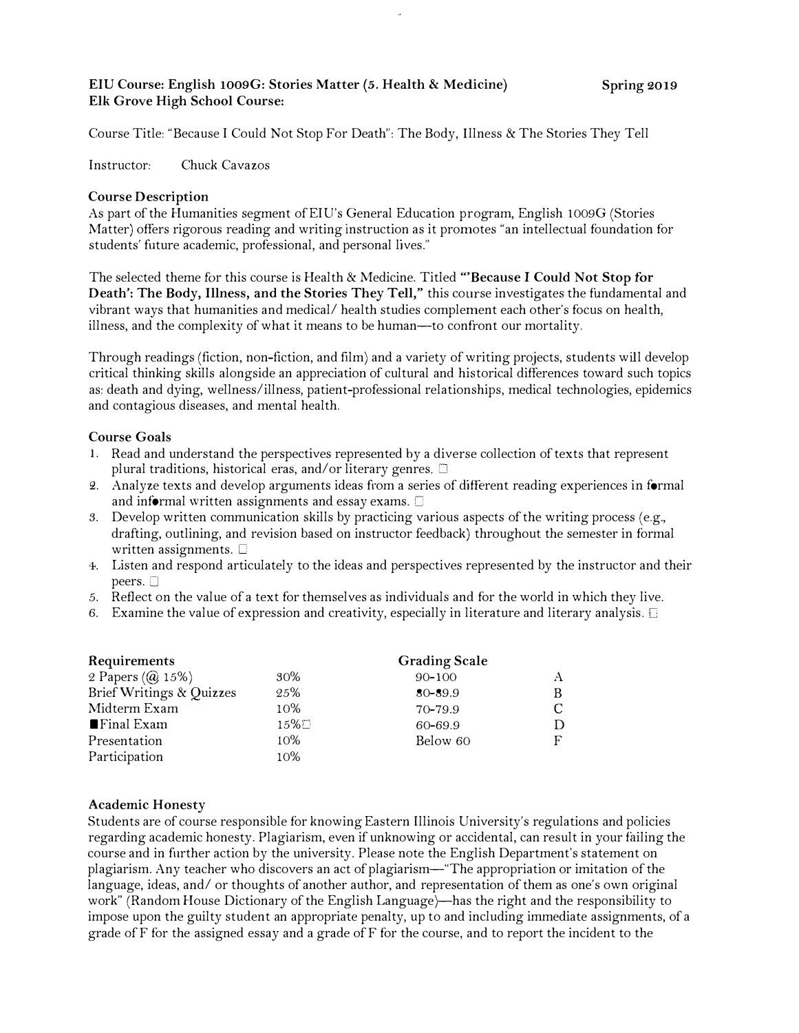**EIU Course: English 1009G: Stories Matter (5. Health & Medicine)** **Spring 2019**
**Elk Grove High School Course:**

Course Title: "Because I Could Not Stop For Death": The Body, Illness & The Stories They Tell

Instructor: Chuck Cavazos

### Course Description

As part of the Humanities segment of EIU's General Education program, English 1009G (Stories Matter) offers rigorous reading and writing instruction as it promotes "an intellectual foundation for students' future academic, professional, and personal lives."

The selected theme for this course is Health & Medicine. Titled **"'Because I Could Not Stop for Death': The Body, Illness, and the Stories They Tell,"** this course investigates the fundamental and vibrant ways that humanities and medical/ health studies complement each other's focus on health, illness, and the complexity of what it means to be human—to confront our mortality.

Through readings (fiction, non-fiction, and film) and a variety of writing projects, students will develop critical thinking skills alongside an appreciation of cultural and historical differences toward such topics as: death and dying, wellness/illness, patient-professional relationships, medical technologies, epidemics and contagious diseases, and mental health.

### Course Goals

1. Read and understand the perspectives represented by a diverse collection of texts that represent plural traditions, historical eras, and/or literary genres.
2. Analyze texts and develop arguments ideas from a series of different reading experiences in formal and informal written assignments and essay exams.
3. Develop written communication skills by practicing various aspects of the writing process (e.g., drafting, outlining, and revision based on instructor feedback) throughout the semester in formal written assignments.
4. Listen and respond articulately to the ideas and perspectives represented by the instructor and their peers.
5. Reflect on the value of a text for themselves as individuals and for the world in which they live.
6. Examine the value of expression and creativity, especially in literature and literary analysis.

| Requirements | | Grading Scale | |
|---|---|---|---|
| 2 Papers (@ 15%) | 30% | 90-100 | A |
| Brief Writings & Quizzes | 25% | 80-89.9 | B |
| Midterm Exam | 10% | 70-79.9 | C |
| Final Exam | 15% | 60-69.9 | D |
| Presentation | 10% | Below 60 | F |
| Participation | 10% | | |

### Academic Honesty

Students are of course responsible for knowing Eastern Illinois University's regulations and policies regarding academic honesty. Plagiarism, even if unknowing or accidental, can result in your failing the course and in further action by the university. Please note the English Department's statement on plagiarism. Any teacher who discovers an act of plagiarism—"The appropriation or imitation of the language, ideas, and/ or thoughts of another author, and representation of them as one's own original work" (Random House Dictionary of the English Language)—has the right and the responsibility to impose upon the guilty student an appropriate penalty, up to and including immediate assignments, of a grade of F for the assigned essay and a grade of F for the course, and to report the incident to the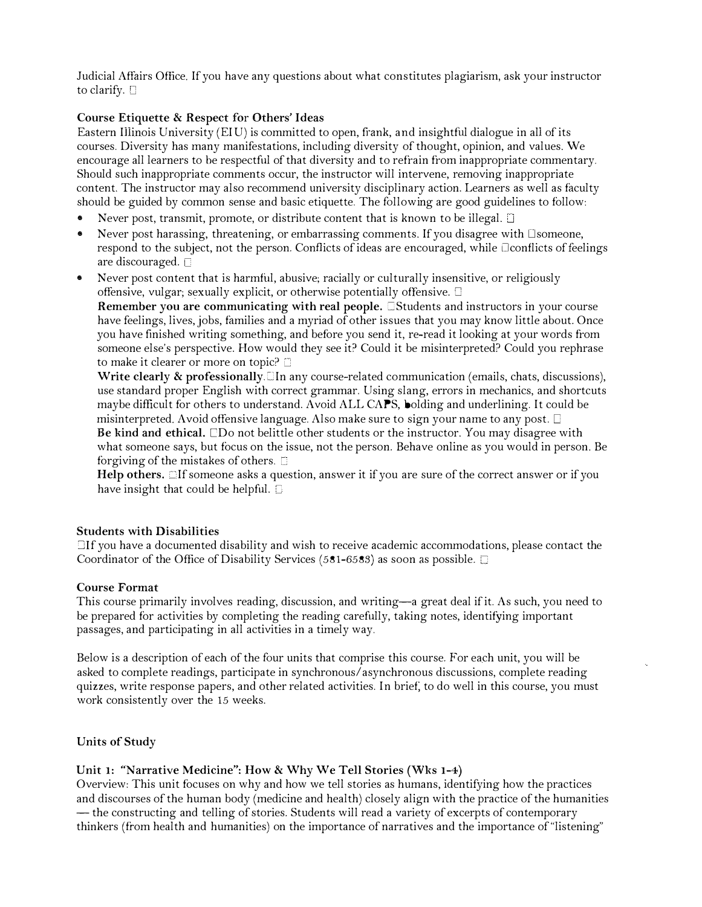Judicial Affairs Office. If you have any questions about what constitutes plagiarism, ask your instructor to clarify.

**Course Etiquette & Respect for Others' Ideas**

Eastern Illinois University (EIU) is committed to open, frank, and insightful dialogue in all of its courses. Diversity has many manifestations, including diversity of thought, opinion, and values. We encourage all learners to be respectful of that diversity and to refrain from inappropriate commentary. Should such inappropriate comments occur, the instructor will intervene, removing inappropriate content. The instructor may also recommend university disciplinary action. Learners as well as faculty should be guided by common sense and basic etiquette. The following are good guidelines to follow:

- Never post, transmit, promote, or distribute content that is known to be illegal.
- Never post harassing, threatening, or embarrassing comments. If you disagree with someone, respond to the subject, not the person. Conflicts of ideas are encouraged, while conflicts of feelings are discouraged.
- Never post content that is harmful, abusive; racially or culturally insensitive, or religiously offensive, vulgar; sexually explicit, or otherwise potentially offensive.

  **Remember you are communicating with real people.** Students and instructors in your course have feelings, lives, jobs, families and a myriad of other issues that you may know little about. Once you have finished writing something, and before you send it, re-read it looking at your words from someone else's perspective. How would they see it? Could it be misinterpreted? Could you rephrase to make it clearer or more on topic?

  **Write clearly & professionally.** In any course-related communication (emails, chats, discussions), use standard proper English with correct grammar. Using slang, errors in mechanics, and shortcuts maybe difficult for others to understand. Avoid ALL CAPS, bolding and underlining. It could be misinterpreted. Avoid offensive language. Also make sure to sign your name to any post.

  **Be kind and ethical.** Do not belittle other students or the instructor. You may disagree with what someone says, but focus on the issue, not the person. Behave online as you would in person. Be forgiving of the mistakes of others.

  **Help others.** If someone asks a question, answer it if you are sure of the correct answer or if you have insight that could be helpful.

**Students with Disabilities**

If you have a documented disability and wish to receive academic accommodations, please contact the Coordinator of the Office of Disability Services (581-6583) as soon as possible.

**Course Format**

This course primarily involves reading, discussion, and writing—a great deal if it. As such, you need to be prepared for activities by completing the reading carefully, taking notes, identifying important passages, and participating in all activities in a timely way.

Below is a description of each of the four units that comprise this course. For each unit, you will be asked to complete readings, participate in synchronous/asynchronous discussions, complete reading quizzes, write response papers, and other related activities. In brief, to do well in this course, you must work consistently over the 15 weeks.

**Units of Study**

**Unit 1: "Narrative Medicine": How & Why We Tell Stories (Wks 1-4)**

Overview: This unit focuses on why and how we tell stories as humans, identifying how the practices and discourses of the human body (medicine and health) closely align with the practice of the humanities — the constructing and telling of stories. Students will read a variety of excerpts of contemporary thinkers (from health and humanities) on the importance of narratives and the importance of "listening"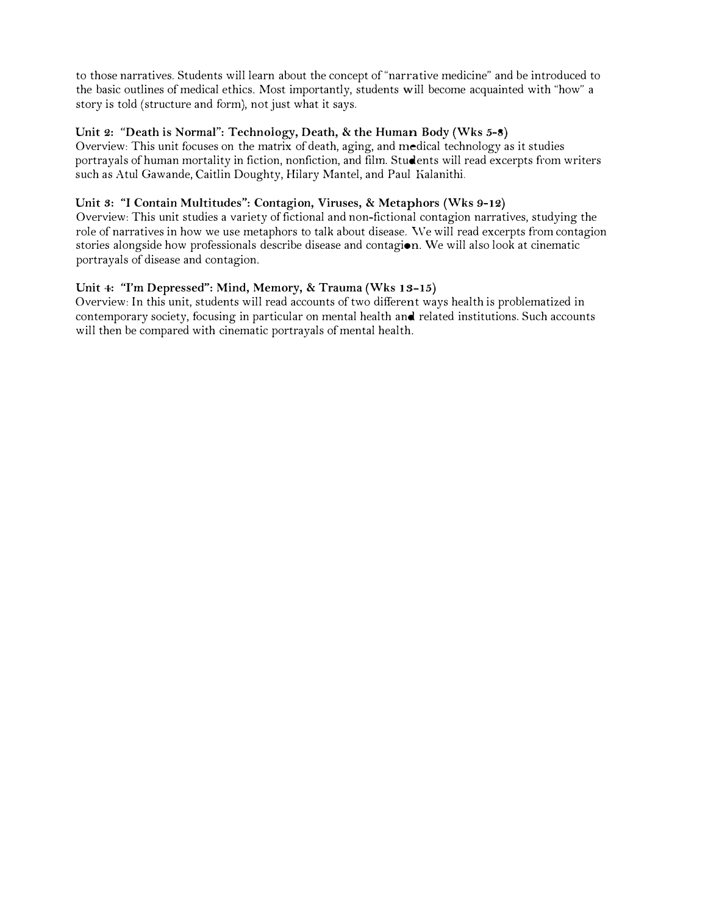to those narratives. Students will learn about the concept of "narrative medicine" and be introduced to the basic outlines of medical ethics. Most importantly, students will become acquainted with "how" a story is told (structure and form), not just what it says.

**Unit 2: "Death is Normal": Technology, Death, & the Human Body (Wks 5-8)**
Overview: This unit focuses on the matrix of death, aging, and medical technology as it studies portrayals of human mortality in fiction, nonfiction, and film. Students will read excerpts from writers such as Atul Gawande, Caitlin Doughty, Hilary Mantel, and Paul Kalanithi.

**Unit 3: "I Contain Multitudes": Contagion, Viruses, & Metaphors (Wks 9-12)**
Overview: This unit studies a variety of fictional and non-fictional contagion narratives, studying the role of narratives in how we use metaphors to talk about disease. We will read excerpts from contagion stories alongside how professionals describe disease and contagion. We will also look at cinematic portrayals of disease and contagion.

**Unit 4: "I'm Depressed": Mind, Memory, & Trauma (Wks 13-15)**
Overview: In this unit, students will read accounts of two different ways health is problematized in contemporary society, focusing in particular on mental health and related institutions. Such accounts will then be compared with cinematic portrayals of mental health.